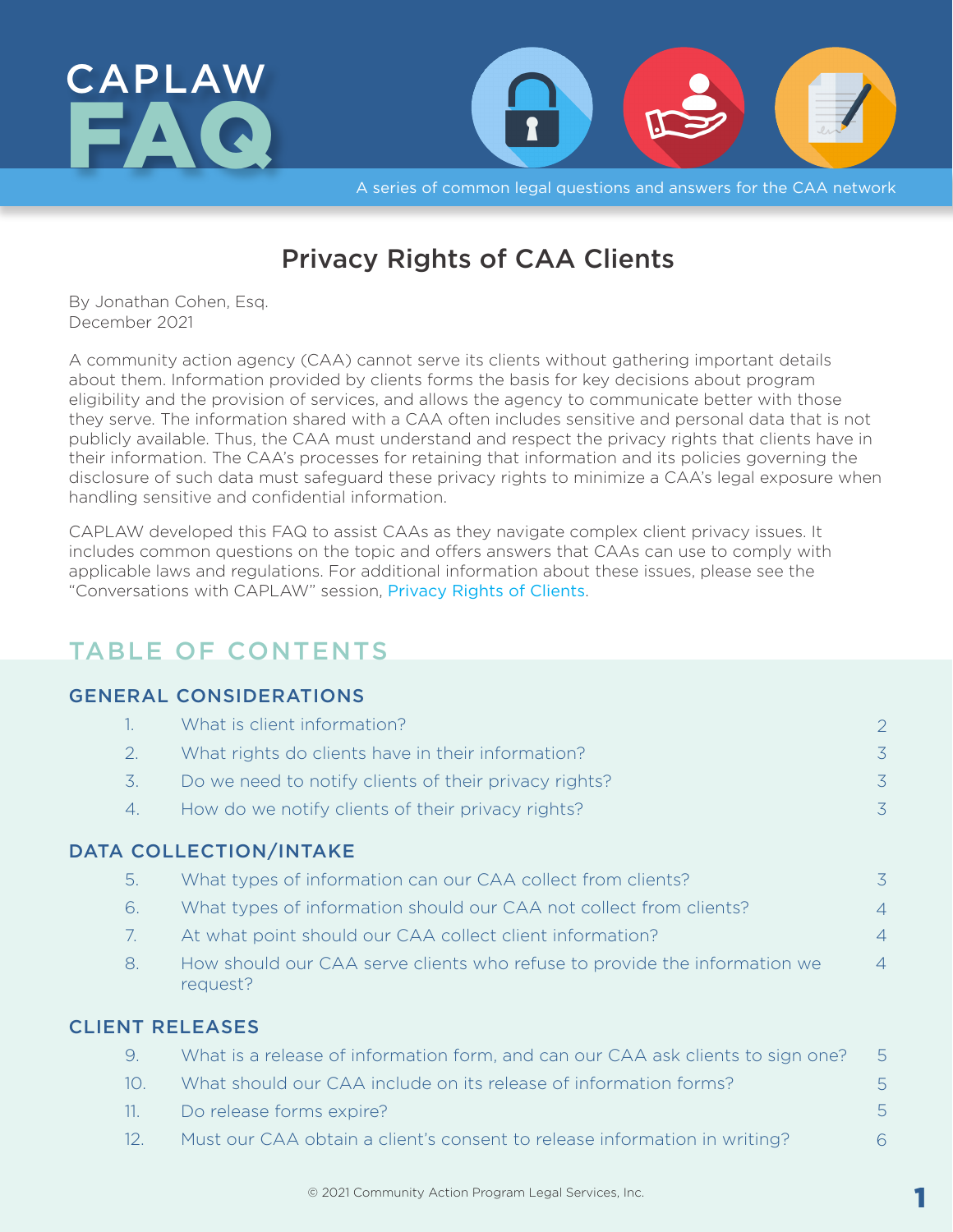# CAPLAW FAQ

A series of common legal questions and answers for the CAA network

## Privacy Rights of CAA Clients

By Jonathan Cohen, Esq.
December 2021

A community action agency (CAA) cannot serve its clients without gathering important details about them. Information provided by clients forms the basis for key decisions about program eligibility and the provision of services, and allows the agency to communicate better with those they serve. The information shared with a CAA often includes sensitive and personal data that is not publicly available. Thus, the CAA must understand and respect the privacy rights that clients have in their information. The CAA's processes for retaining that information and its policies governing the disclosure of such data must safeguard these privacy rights to minimize a CAA's legal exposure when handling sensitive and confidential information.

CAPLAW developed this FAQ to assist CAAs as they navigate complex client privacy issues. It includes common questions on the topic and offers answers that CAAs can use to comply with applicable laws and regulations. For additional information about these issues, please see the "Conversations with CAPLAW" session, Privacy Rights of Clients.

## TABLE OF CONTENTS

### GENERAL CONSIDERATIONS

| | | |
|---|---|---|
| 1. | What is client information? | 2 |
| 2. | What rights do clients have in their information? | 3 |
| 3. | Do we need to notify clients of their privacy rights? | 3 |
| 4. | How do we notify clients of their privacy rights? | 3 |

### DATA COLLECTION/INTAKE

| | | |
|---|---|---|
| 5. | What types of information can our CAA collect from clients? | 3 |
| 6. | What types of information should our CAA not collect from clients? | 4 |
| 7. | At what point should our CAA collect client information? | 4 |
| 8. | How should our CAA serve clients who refuse to provide the information we request? | 4 |

### CLIENT RELEASES

| | | |
|---|---|---|
| 9. | What is a release of information form, and can our CAA ask clients to sign one? | 5 |
| 10. | What should our CAA include on its release of information forms? | 5 |
| 11. | Do release forms expire? | 5 |
| 12. | Must our CAA obtain a client's consent to release information in writing? | 6 |

© 2021 Community Action Program Legal Services, Inc.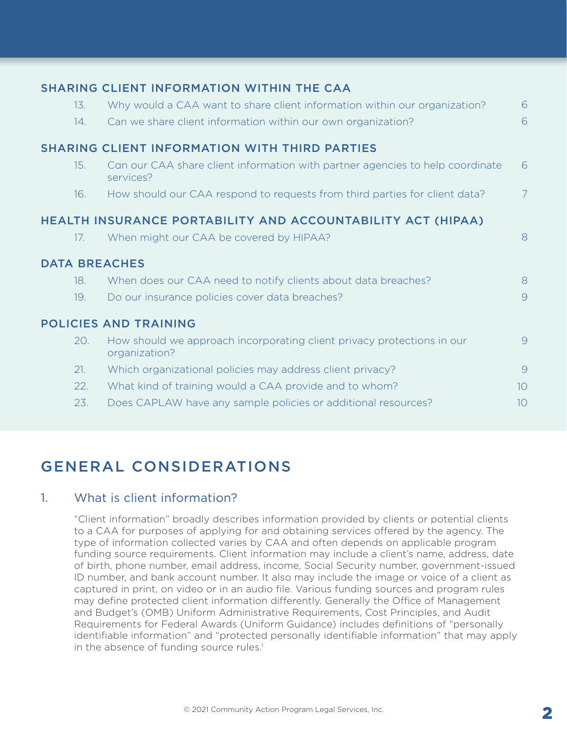## SHARING CLIENT INFORMATION WITHIN THE CAA

| | | |
|---|---|---|
| 13. | Why would a CAA want to share client information within our organization? | 6 |
| 14. | Can we share client information within our own organization? | 6 |

## SHARING CLIENT INFORMATION WITH THIRD PARTIES

| | | |
|---|---|---|
| 15. | Can our CAA share client information with partner agencies to help coordinate services? | 6 |
| 16. | How should our CAA respond to requests from third parties for client data? | 7 |

## HEALTH INSURANCE PORTABILITY AND ACCOUNTABILITY ACT (HIPAA)

| | | |
|---|---|---|
| 17. | When might our CAA be covered by HIPAA? | 8 |

## DATA BREACHES

| | | |
|---|---|---|
| 18. | When does our CAA need to notify clients about data breaches? | 8 |
| 19. | Do our insurance policies cover data breaches? | 9 |

## POLICIES AND TRAINING

| | | |
|---|---|---|
| 20. | How should we approach incorporating client privacy protections in our organization? | 9 |
| 21. | Which organizational policies may address client privacy? | 9 |
| 22. | What kind of training would a CAA provide and to whom? | 10 |
| 23. | Does CAPLAW have any sample policies or additional resources? | 10 |

# GENERAL CONSIDERATIONS

## 1. What is client information?

"Client information" broadly describes information provided by clients or potential clients to a CAA for purposes of applying for and obtaining services offered by the agency. The type of information collected varies by CAA and often depends on applicable program funding source requirements. Client information may include a client's name, address, date of birth, phone number, email address, income, Social Security number, government-issued ID number, and bank account number. It also may include the image or voice of a client as captured in print, on video or in an audio file. Various funding sources and program rules may define protected client information differently. Generally the Office of Management and Budget's (OMB) Uniform Administrative Requirements, Cost Principles, and Audit Requirements for Federal Awards (Uniform Guidance) includes definitions of "personally identifiable information" and "protected personally identifiable information" that may apply in the absence of funding source rules.[1]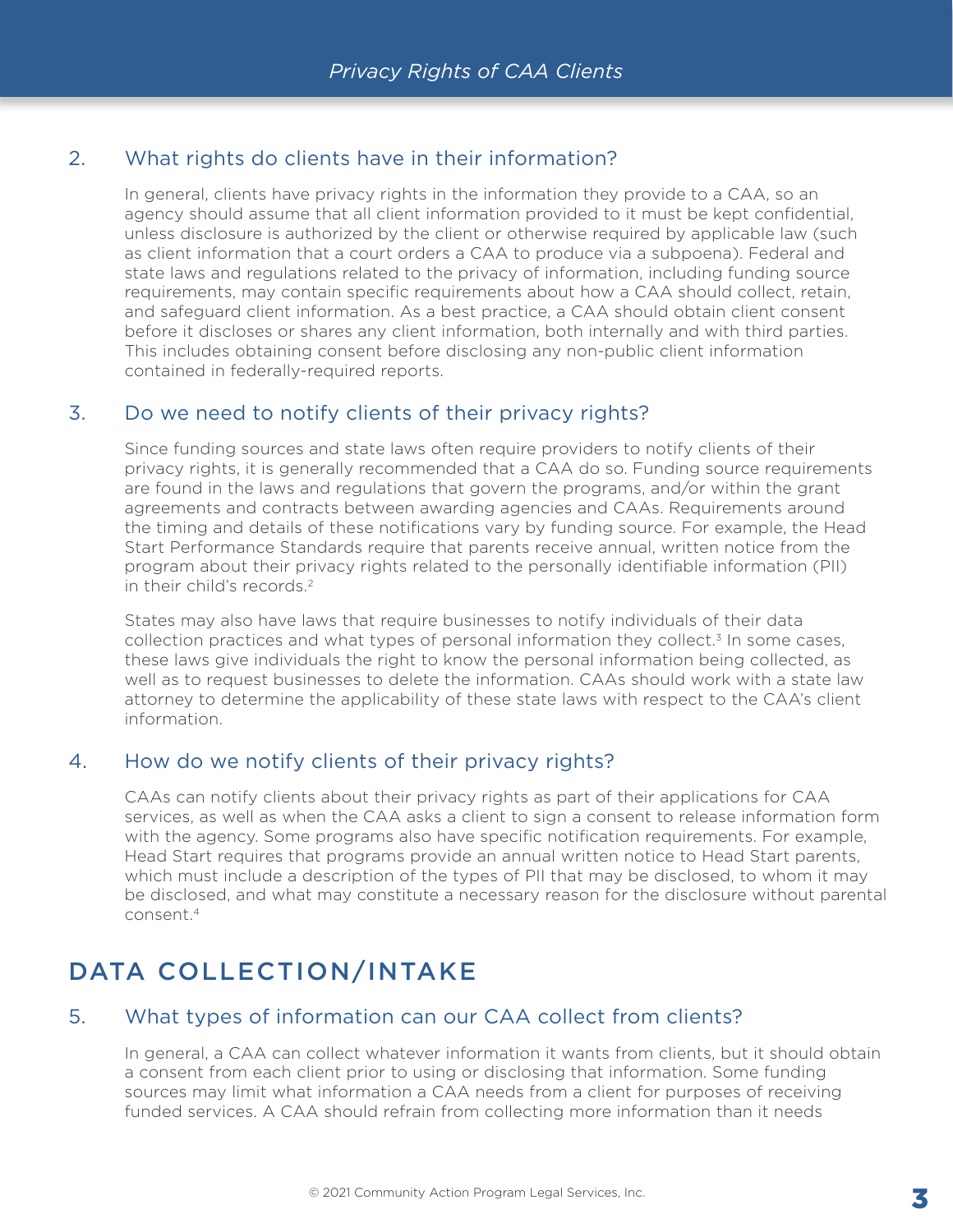## 2. What rights do clients have in their information?

In general, clients have privacy rights in the information they provide to a CAA, so an agency should assume that all client information provided to it must be kept confidential, unless disclosure is authorized by the client or otherwise required by applicable law (such as client information that a court orders a CAA to produce via a subpoena). Federal and state laws and regulations related to the privacy of information, including funding source requirements, may contain specific requirements about how a CAA should collect, retain, and safeguard client information. As a best practice, a CAA should obtain client consent before it discloses or shares any client information, both internally and with third parties. This includes obtaining consent before disclosing any non-public client information contained in federally-required reports.

## 3. Do we need to notify clients of their privacy rights?

Since funding sources and state laws often require providers to notify clients of their privacy rights, it is generally recommended that a CAA do so. Funding source requirements are found in the laws and regulations that govern the programs, and/or within the grant agreements and contracts between awarding agencies and CAAs. Requirements around the timing and details of these notifications vary by funding source. For example, the Head Start Performance Standards require that parents receive annual, written notice from the program about their privacy rights related to the personally identifiable information (PII) in their child's records.[2]

States may also have laws that require businesses to notify individuals of their data collection practices and what types of personal information they collect.[3] In some cases, these laws give individuals the right to know the personal information being collected, as well as to request businesses to delete the information. CAAs should work with a state law attorney to determine the applicability of these state laws with respect to the CAA's client information.

## 4. How do we notify clients of their privacy rights?

CAAs can notify clients about their privacy rights as part of their applications for CAA services, as well as when the CAA asks a client to sign a consent to release information form with the agency. Some programs also have specific notification requirements. For example, Head Start requires that programs provide an annual written notice to Head Start parents, which must include a description of the types of PII that may be disclosed, to whom it may be disclosed, and what may constitute a necessary reason for the disclosure without parental consent.[4]

# DATA COLLECTION/INTAKE

## 5. What types of information can our CAA collect from clients?

In general, a CAA can collect whatever information it wants from clients, but it should obtain a consent from each client prior to using or disclosing that information. Some funding sources may limit what information a CAA needs from a client for purposes of receiving funded services. A CAA should refrain from collecting more information than it needs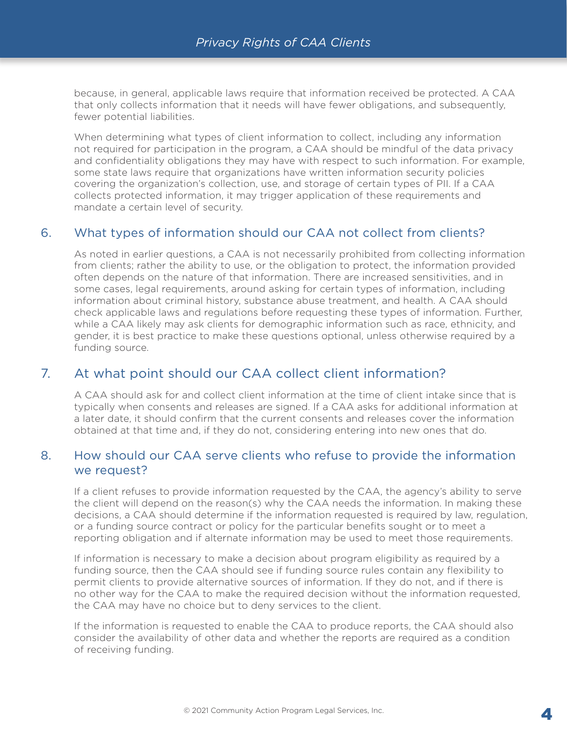because, in general, applicable laws require that information received be protected. A CAA that only collects information that it needs will have fewer obligations, and subsequently, fewer potential liabilities.

When determining what types of client information to collect, including any information not required for participation in the program, a CAA should be mindful of the data privacy and confidentiality obligations they may have with respect to such information. For example, some state laws require that organizations have written information security policies covering the organization's collection, use, and storage of certain types of PII. If a CAA collects protected information, it may trigger application of these requirements and mandate a certain level of security.

## 6. What types of information should our CAA not collect from clients?

As noted in earlier questions, a CAA is not necessarily prohibited from collecting information from clients; rather the ability to use, or the obligation to protect, the information provided often depends on the nature of that information. There are increased sensitivities, and in some cases, legal requirements, around asking for certain types of information, including information about criminal history, substance abuse treatment, and health. A CAA should check applicable laws and regulations before requesting these types of information. Further, while a CAA likely may ask clients for demographic information such as race, ethnicity, and gender, it is best practice to make these questions optional, unless otherwise required by a funding source.

## 7. At what point should our CAA collect client information?

A CAA should ask for and collect client information at the time of client intake since that is typically when consents and releases are signed. If a CAA asks for additional information at a later date, it should confirm that the current consents and releases cover the information obtained at that time and, if they do not, considering entering into new ones that do.

## 8. How should our CAA serve clients who refuse to provide the information we request?

If a client refuses to provide information requested by the CAA, the agency's ability to serve the client will depend on the reason(s) why the CAA needs the information. In making these decisions, a CAA should determine if the information requested is required by law, regulation, or a funding source contract or policy for the particular benefits sought or to meet a reporting obligation and if alternate information may be used to meet those requirements.

If information is necessary to make a decision about program eligibility as required by a funding source, then the CAA should see if funding source rules contain any flexibility to permit clients to provide alternative sources of information. If they do not, and if there is no other way for the CAA to make the required decision without the information requested, the CAA may have no choice but to deny services to the client.

If the information is requested to enable the CAA to produce reports, the CAA should also consider the availability of other data and whether the reports are required as a condition of receiving funding.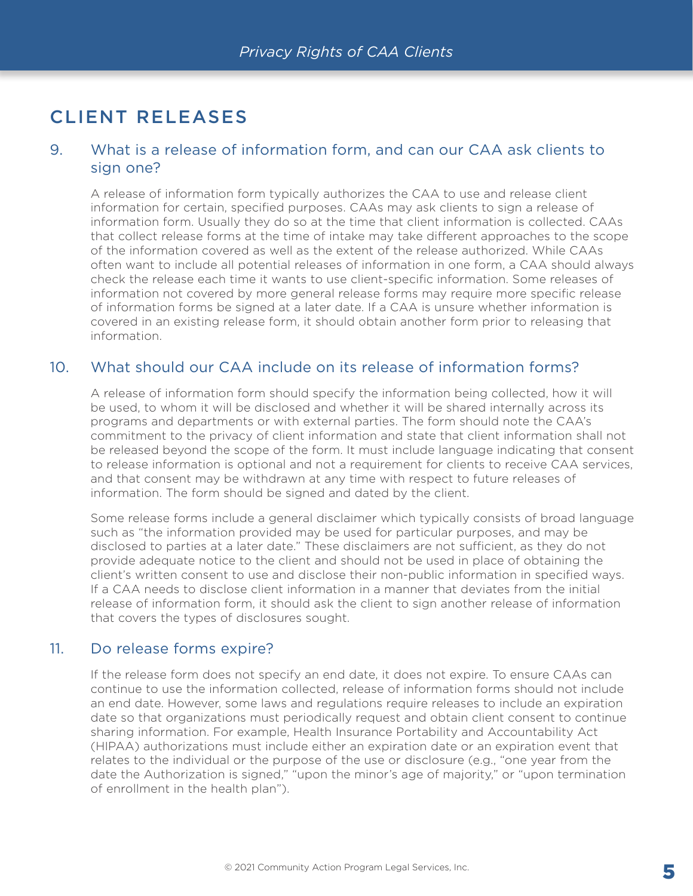## CLIENT RELEASES

### 9. What is a release of information form, and can our CAA ask clients to sign one?

A release of information form typically authorizes the CAA to use and release client information for certain, specified purposes. CAAs may ask clients to sign a release of information form. Usually they do so at the time that client information is collected. CAAs that collect release forms at the time of intake may take different approaches to the scope of the information covered as well as the extent of the release authorized. While CAAs often want to include all potential releases of information in one form, a CAA should always check the release each time it wants to use client-specific information. Some releases of information not covered by more general release forms may require more specific release of information forms be signed at a later date. If a CAA is unsure whether information is covered in an existing release form, it should obtain another form prior to releasing that information.

### 10. What should our CAA include on its release of information forms?

A release of information form should specify the information being collected, how it will be used, to whom it will be disclosed and whether it will be shared internally across its programs and departments or with external parties. The form should note the CAA's commitment to the privacy of client information and state that client information shall not be released beyond the scope of the form. It must include language indicating that consent to release information is optional and not a requirement for clients to receive CAA services, and that consent may be withdrawn at any time with respect to future releases of information. The form should be signed and dated by the client.

Some release forms include a general disclaimer which typically consists of broad language such as "the information provided may be used for particular purposes, and may be disclosed to parties at a later date." These disclaimers are not sufficient, as they do not provide adequate notice to the client and should not be used in place of obtaining the client's written consent to use and disclose their non-public information in specified ways. If a CAA needs to disclose client information in a manner that deviates from the initial release of information form, it should ask the client to sign another release of information that covers the types of disclosures sought.

### 11. Do release forms expire?

If the release form does not specify an end date, it does not expire. To ensure CAAs can continue to use the information collected, release of information forms should not include an end date. However, some laws and regulations require releases to include an expiration date so that organizations must periodically request and obtain client consent to continue sharing information. For example, Health Insurance Portability and Accountability Act (HIPAA) authorizations must include either an expiration date or an expiration event that relates to the individual or the purpose of the use or disclosure (e.g., "one year from the date the Authorization is signed," "upon the minor's age of majority," or "upon termination of enrollment in the health plan").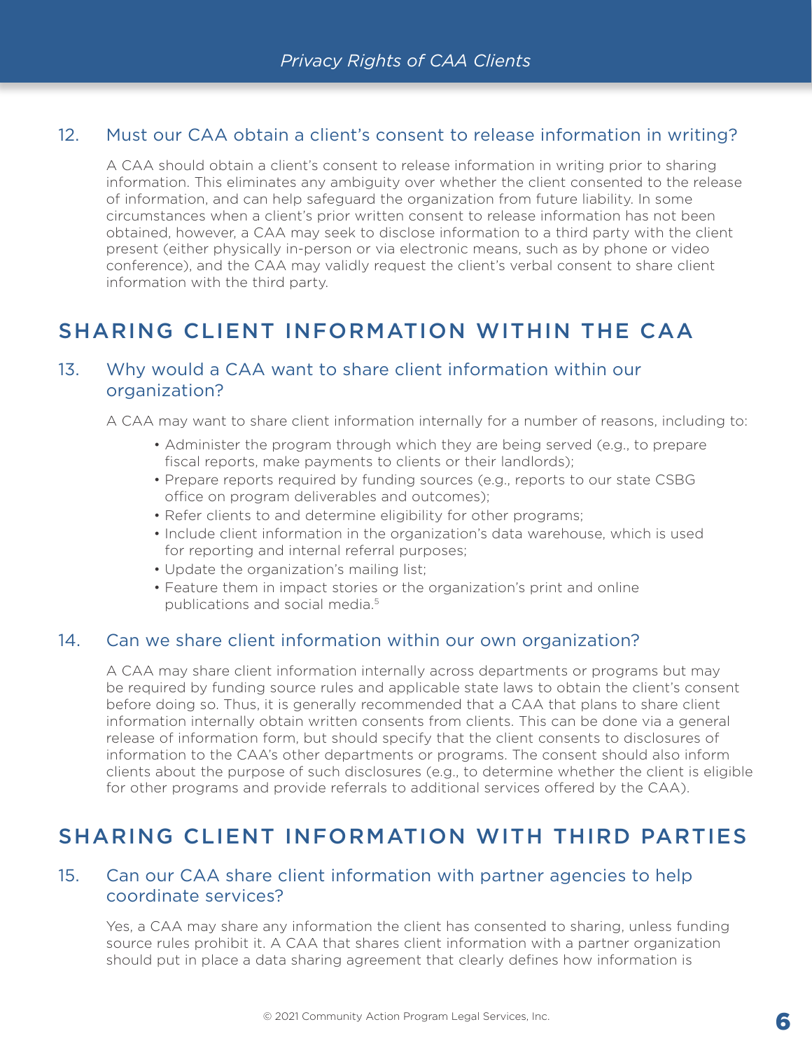### 12. Must our CAA obtain a client's consent to release information in writing?

A CAA should obtain a client's consent to release information in writing prior to sharing information. This eliminates any ambiguity over whether the client consented to the release of information, and can help safeguard the organization from future liability. In some circumstances when a client's prior written consent to release information has not been obtained, however, a CAA may seek to disclose information to a third party with the client present (either physically in-person or via electronic means, such as by phone or video conference), and the CAA may validly request the client's verbal consent to share client information with the third party.

## SHARING CLIENT INFORMATION WITHIN THE CAA

### 13. Why would a CAA want to share client information within our organization?

A CAA may want to share client information internally for a number of reasons, including to:

- Administer the program through which they are being served (e.g., to prepare fiscal reports, make payments to clients or their landlords);
- Prepare reports required by funding sources (e.g., reports to our state CSBG office on program deliverables and outcomes);
- Refer clients to and determine eligibility for other programs;
- Include client information in the organization's data warehouse, which is used for reporting and internal referral purposes;
- Update the organization's mailing list;
- Feature them in impact stories or the organization's print and online publications and social media.[5]

### 14. Can we share client information within our own organization?

A CAA may share client information internally across departments or programs but may be required by funding source rules and applicable state laws to obtain the client's consent before doing so. Thus, it is generally recommended that a CAA that plans to share client information internally obtain written consents from clients. This can be done via a general release of information form, but should specify that the client consents to disclosures of information to the CAA's other departments or programs. The consent should also inform clients about the purpose of such disclosures (e.g., to determine whether the client is eligible for other programs and provide referrals to additional services offered by the CAA).

## SHARING CLIENT INFORMATION WITH THIRD PARTIES

### 15. Can our CAA share client information with partner agencies to help coordinate services?

Yes, a CAA may share any information the client has consented to sharing, unless funding source rules prohibit it. A CAA that shares client information with a partner organization should put in place a data sharing agreement that clearly defines how information is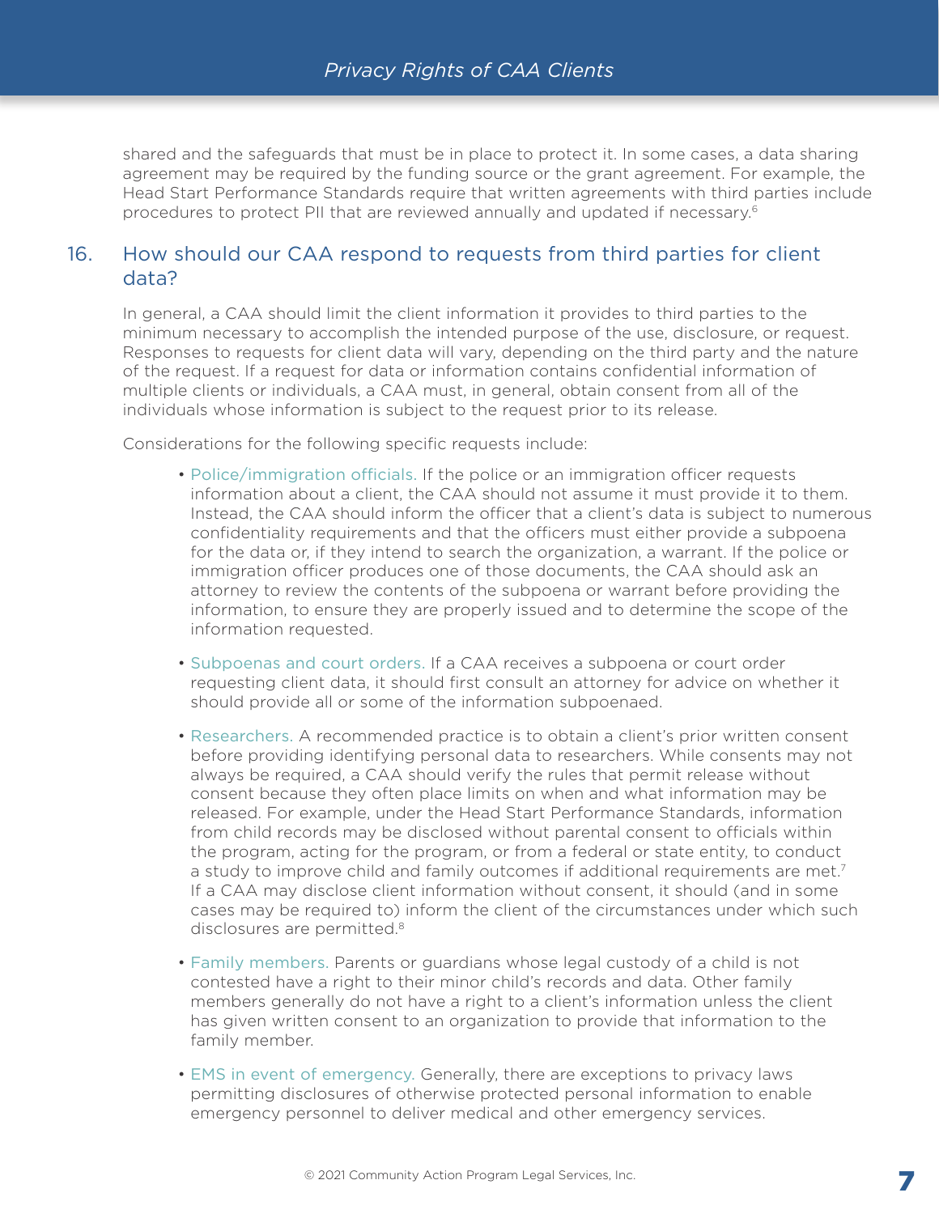shared and the safeguards that must be in place to protect it. In some cases, a data sharing agreement may be required by the funding source or the grant agreement. For example, the Head Start Performance Standards require that written agreements with third parties include procedures to protect PII that are reviewed annually and updated if necessary.[6]

## 16. How should our CAA respond to requests from third parties for client data?

In general, a CAA should limit the client information it provides to third parties to the minimum necessary to accomplish the intended purpose of the use, disclosure, or request. Responses to requests for client data will vary, depending on the third party and the nature of the request. If a request for data or information contains confidential information of multiple clients or individuals, a CAA must, in general, obtain consent from all of the individuals whose information is subject to the request prior to its release.

Considerations for the following specific requests include:

- Police/immigration officials. If the police or an immigration officer requests information about a client, the CAA should not assume it must provide it to them. Instead, the CAA should inform the officer that a client's data is subject to numerous confidentiality requirements and that the officers must either provide a subpoena for the data or, if they intend to search the organization, a warrant. If the police or immigration officer produces one of those documents, the CAA should ask an attorney to review the contents of the subpoena or warrant before providing the information, to ensure they are properly issued and to determine the scope of the information requested.

- Subpoenas and court orders. If a CAA receives a subpoena or court order requesting client data, it should first consult an attorney for advice on whether it should provide all or some of the information subpoenaed.

- Researchers. A recommended practice is to obtain a client's prior written consent before providing identifying personal data to researchers. While consents may not always be required, a CAA should verify the rules that permit release without consent because they often place limits on when and what information may be released. For example, under the Head Start Performance Standards, information from child records may be disclosed without parental consent to officials within the program, acting for the program, or from a federal or state entity, to conduct a study to improve child and family outcomes if additional requirements are met.[7] If a CAA may disclose client information without consent, it should (and in some cases may be required to) inform the client of the circumstances under which such disclosures are permitted.[8]

- Family members. Parents or guardians whose legal custody of a child is not contested have a right to their minor child's records and data. Other family members generally do not have a right to a client's information unless the client has given written consent to an organization to provide that information to the family member.

- EMS in event of emergency. Generally, there are exceptions to privacy laws permitting disclosures of otherwise protected personal information to enable emergency personnel to deliver medical and other emergency services.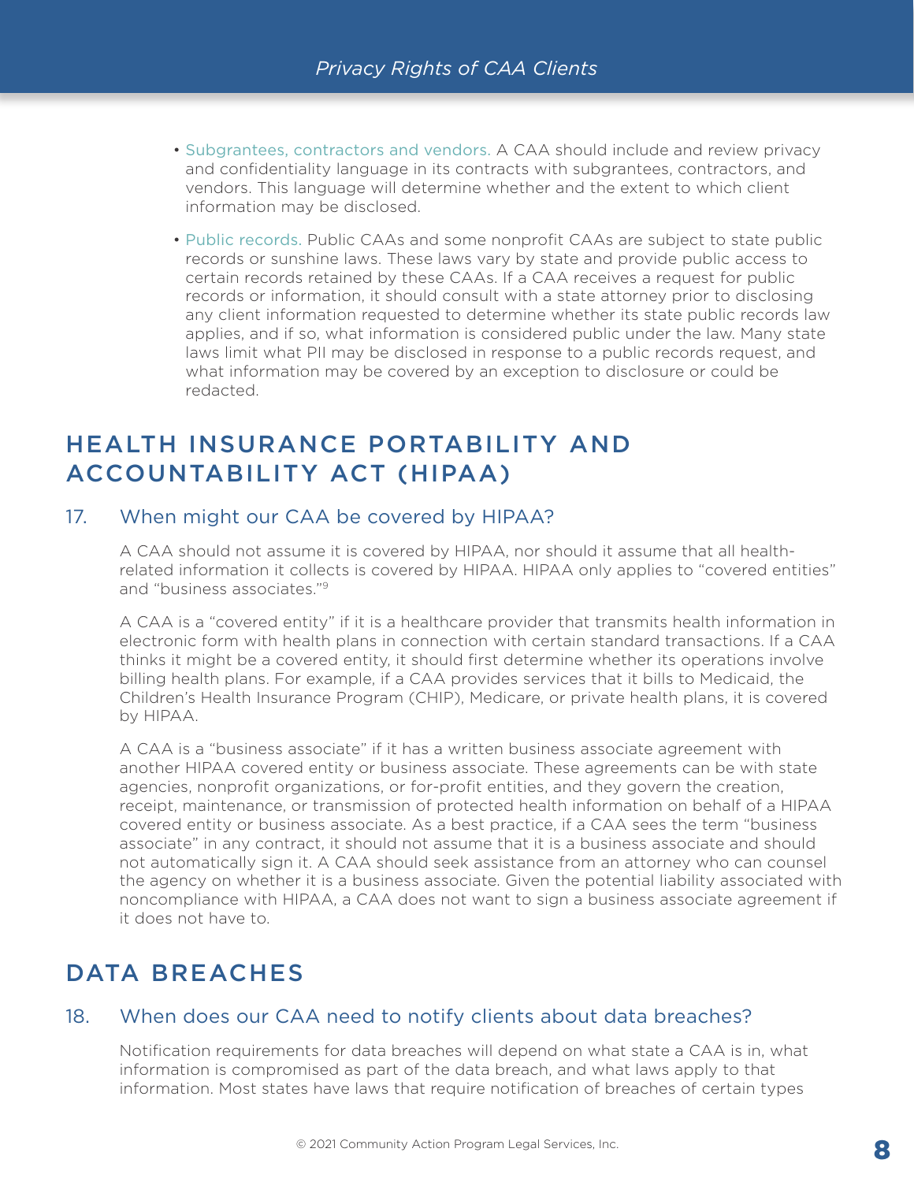- Subgrantees, contractors and vendors. A CAA should include and review privacy and confidentiality language in its contracts with subgrantees, contractors, and vendors. This language will determine whether and the extent to which client information may be disclosed.
- Public records. Public CAAs and some nonprofit CAAs are subject to state public records or sunshine laws. These laws vary by state and provide public access to certain records retained by these CAAs. If a CAA receives a request for public records or information, it should consult with a state attorney prior to disclosing any client information requested to determine whether its state public records law applies, and if so, what information is considered public under the law. Many state laws limit what PII may be disclosed in response to a public records request, and what information may be covered by an exception to disclosure or could be redacted.

## HEALTH INSURANCE PORTABILITY AND ACCOUNTABILITY ACT (HIPAA)

### 17. When might our CAA be covered by HIPAA?

A CAA should not assume it is covered by HIPAA, nor should it assume that all health-related information it collects is covered by HIPAA. HIPAA only applies to "covered entities" and "business associates."[9]

A CAA is a "covered entity" if it is a healthcare provider that transmits health information in electronic form with health plans in connection with certain standard transactions. If a CAA thinks it might be a covered entity, it should first determine whether its operations involve billing health plans. For example, if a CAA provides services that it bills to Medicaid, the Children's Health Insurance Program (CHIP), Medicare, or private health plans, it is covered by HIPAA.

A CAA is a "business associate" if it has a written business associate agreement with another HIPAA covered entity or business associate. These agreements can be with state agencies, nonprofit organizations, or for-profit entities, and they govern the creation, receipt, maintenance, or transmission of protected health information on behalf of a HIPAA covered entity or business associate. As a best practice, if a CAA sees the term "business associate" in any contract, it should not assume that it is a business associate and should not automatically sign it. A CAA should seek assistance from an attorney who can counsel the agency on whether it is a business associate. Given the potential liability associated with noncompliance with HIPAA, a CAA does not want to sign a business associate agreement if it does not have to.

## DATA BREACHES

### 18. When does our CAA need to notify clients about data breaches?

Notification requirements for data breaches will depend on what state a CAA is in, what information is compromised as part of the data breach, and what laws apply to that information. Most states have laws that require notification of breaches of certain types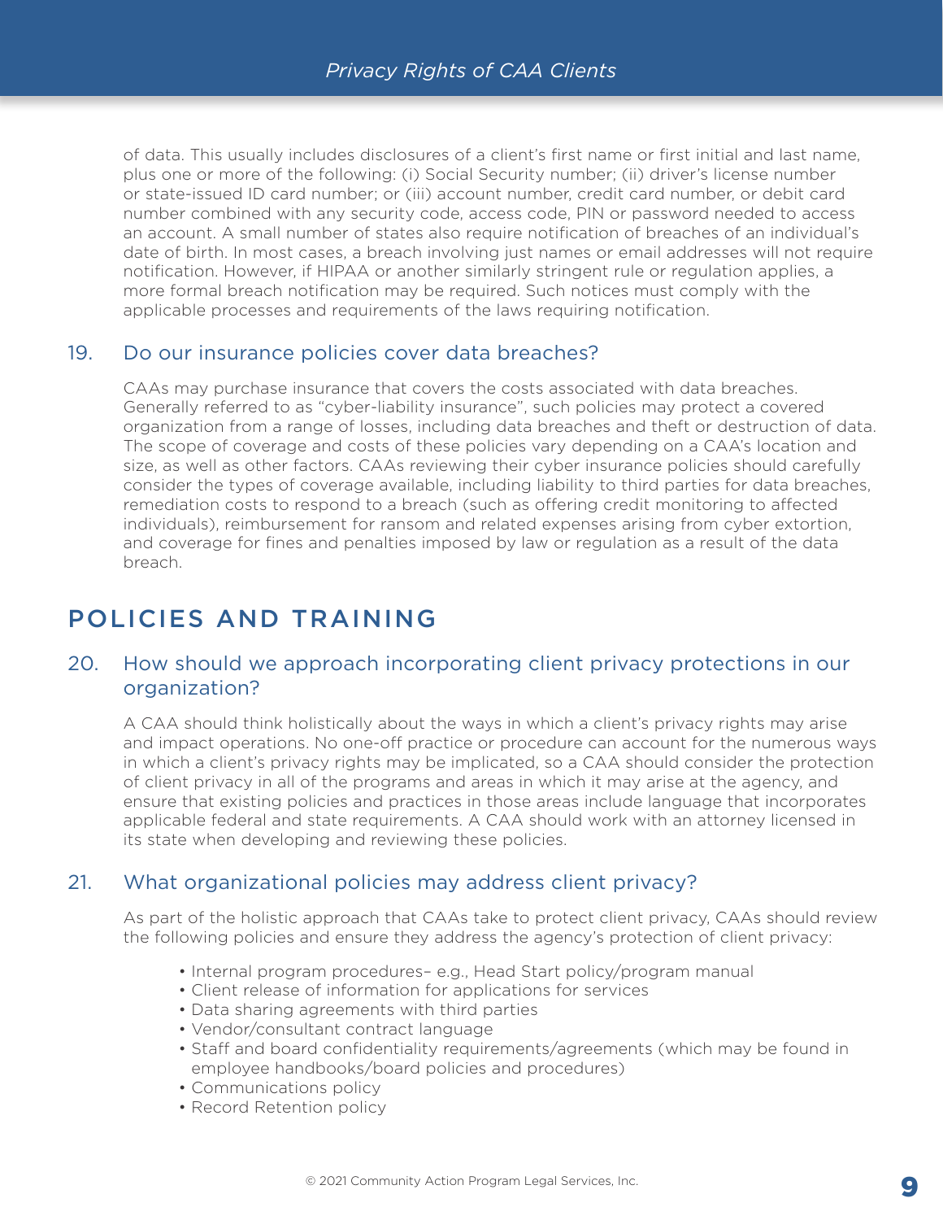of data. This usually includes disclosures of a client's first name or first initial and last name, plus one or more of the following: (i) Social Security number; (ii) driver's license number or state-issued ID card number; or (iii) account number, credit card number, or debit card number combined with any security code, access code, PIN or password needed to access an account. A small number of states also require notification of breaches of an individual's date of birth. In most cases, a breach involving just names or email addresses will not require notification. However, if HIPAA or another similarly stringent rule or regulation applies, a more formal breach notification may be required. Such notices must comply with the applicable processes and requirements of the laws requiring notification.

### 19. Do our insurance policies cover data breaches?

CAAs may purchase insurance that covers the costs associated with data breaches. Generally referred to as "cyber-liability insurance", such policies may protect a covered organization from a range of losses, including data breaches and theft or destruction of data. The scope of coverage and costs of these policies vary depending on a CAA's location and size, as well as other factors. CAAs reviewing their cyber insurance policies should carefully consider the types of coverage available, including liability to third parties for data breaches, remediation costs to respond to a breach (such as offering credit monitoring to affected individuals), reimbursement for ransom and related expenses arising from cyber extortion, and coverage for fines and penalties imposed by law or regulation as a result of the data breach.

## POLICIES AND TRAINING

### 20. How should we approach incorporating client privacy protections in our organization?

A CAA should think holistically about the ways in which a client's privacy rights may arise and impact operations. No one-off practice or procedure can account for the numerous ways in which a client's privacy rights may be implicated, so a CAA should consider the protection of client privacy in all of the programs and areas in which it may arise at the agency, and ensure that existing policies and practices in those areas include language that incorporates applicable federal and state requirements. A CAA should work with an attorney licensed in its state when developing and reviewing these policies.

### 21. What organizational policies may address client privacy?

As part of the holistic approach that CAAs take to protect client privacy, CAAs should review the following policies and ensure they address the agency's protection of client privacy:

- Internal program procedures– e.g., Head Start policy/program manual
- Client release of information for applications for services
- Data sharing agreements with third parties
- Vendor/consultant contract language
- Staff and board confidentiality requirements/agreements (which may be found in employee handbooks/board policies and procedures)
- Communications policy
- Record Retention policy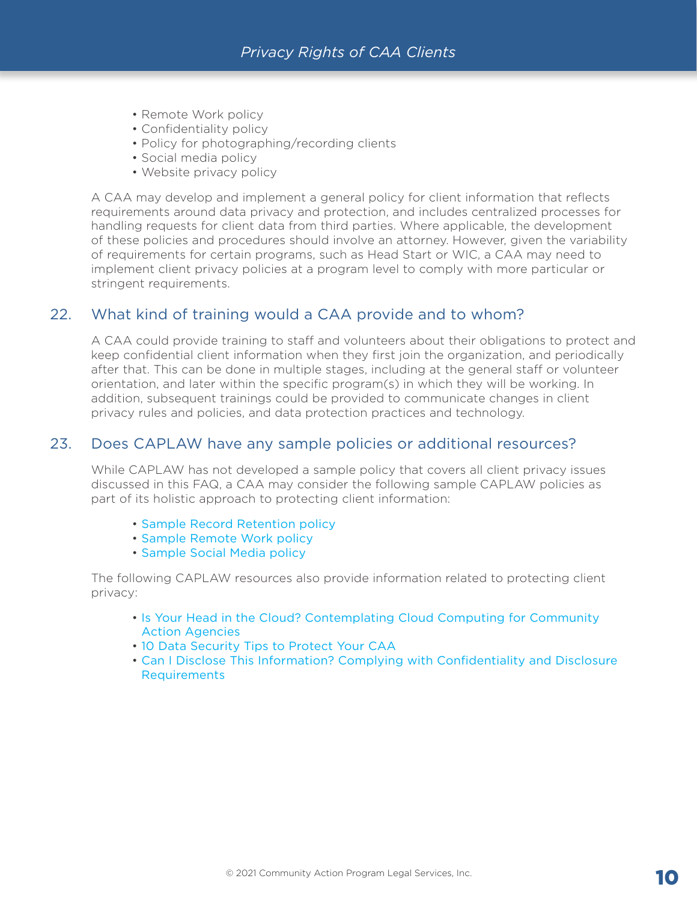- Remote Work policy
- Confidentiality policy
- Policy for photographing/recording clients
- Social media policy
- Website privacy policy

A CAA may develop and implement a general policy for client information that reflects requirements around data privacy and protection, and includes centralized processes for handling requests for client data from third parties. Where applicable, the development of these policies and procedures should involve an attorney. However, given the variability of requirements for certain programs, such as Head Start or WIC, a CAA may need to implement client privacy policies at a program level to comply with more particular or stringent requirements.

## 22. What kind of training would a CAA provide and to whom?

A CAA could provide training to staff and volunteers about their obligations to protect and keep confidential client information when they first join the organization, and periodically after that. This can be done in multiple stages, including at the general staff or volunteer orientation, and later within the specific program(s) in which they will be working. In addition, subsequent trainings could be provided to communicate changes in client privacy rules and policies, and data protection practices and technology.

## 23. Does CAPLAW have any sample policies or additional resources?

While CAPLAW has not developed a sample policy that covers all client privacy issues discussed in this FAQ, a CAA may consider the following sample CAPLAW policies as part of its holistic approach to protecting client information:

- Sample Record Retention policy
- Sample Remote Work policy
- Sample Social Media policy

The following CAPLAW resources also provide information related to protecting client privacy:

- Is Your Head in the Cloud? Contemplating Cloud Computing for Community Action Agencies
- 10 Data Security Tips to Protect Your CAA
- Can I Disclose This Information? Complying with Confidentiality and Disclosure Requirements

© 2021 Community Action Program Legal Services, Inc.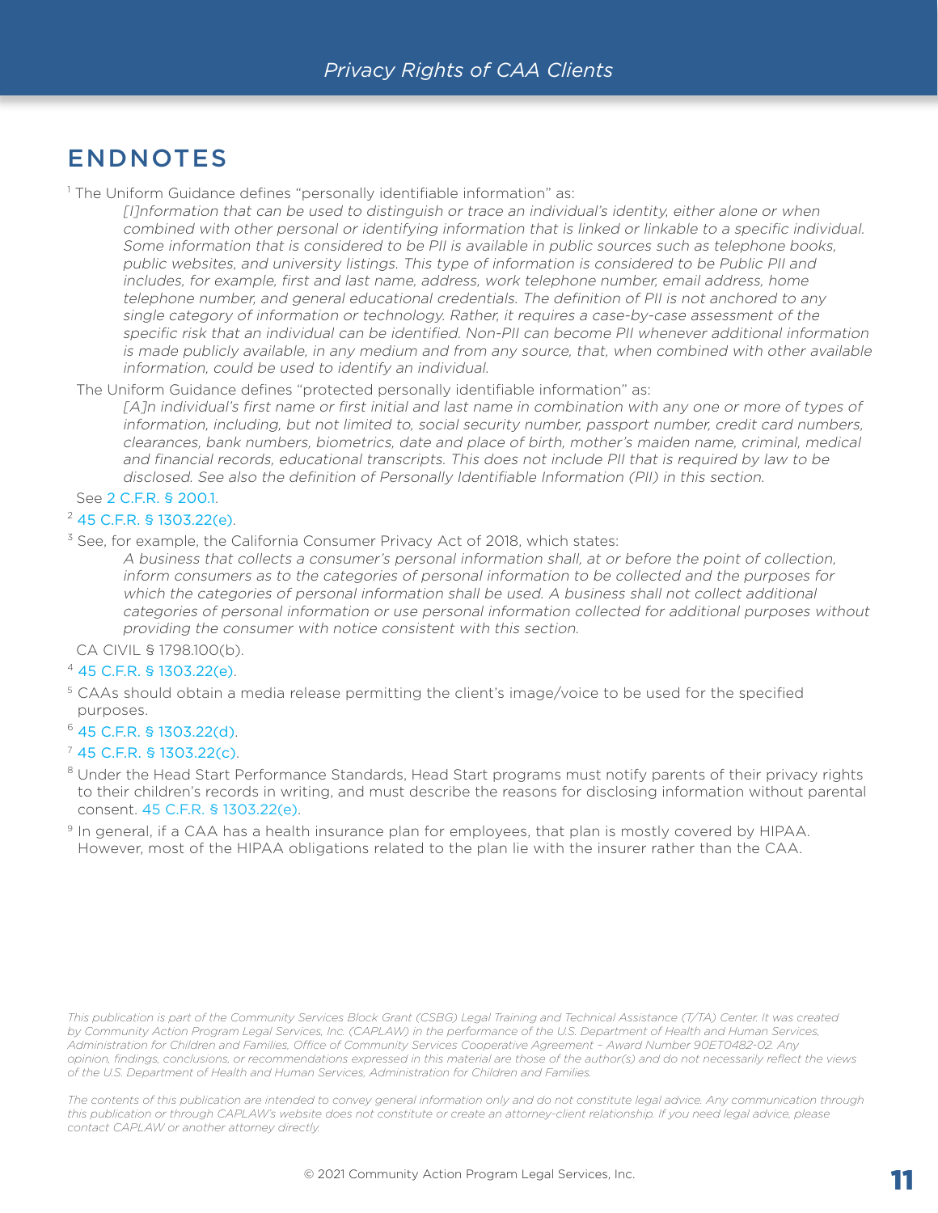## ENDNOTES

[1] The Uniform Guidance defines "personally identifiable information" as:

> *[I]nformation that can be used to distinguish or trace an individual's identity, either alone or when combined with other personal or identifying information that is linked or linkable to a specific individual. Some information that is considered to be PII is available in public sources such as telephone books, public websites, and university listings. This type of information is considered to be Public PII and includes, for example, first and last name, address, work telephone number, email address, home telephone number, and general educational credentials. The definition of PII is not anchored to any single category of information or technology. Rather, it requires a case-by-case assessment of the specific risk that an individual can be identified. Non-PII can become PII whenever additional information is made publicly available, in any medium and from any source, that, when combined with other available information, could be used to identify an individual.*

The Uniform Guidance defines "protected personally identifiable information" as:

> *[A]n individual's first name or first initial and last name in combination with any one or more of types of information, including, but not limited to, social security number, passport number, credit card numbers, clearances, bank numbers, biometrics, date and place of birth, mother's maiden name, criminal, medical and financial records, educational transcripts. This does not include PII that is required by law to be disclosed. See also the definition of Personally Identifiable Information (PII) in this section.*

See 2 C.F.R. § 200.1.

[2] 45 C.F.R. § 1303.22(e).

[3] See, for example, the California Consumer Privacy Act of 2018, which states:

> *A business that collects a consumer's personal information shall, at or before the point of collection, inform consumers as to the categories of personal information to be collected and the purposes for which the categories of personal information shall be used. A business shall not collect additional categories of personal information or use personal information collected for additional purposes without providing the consumer with notice consistent with this section.*

CA CIVIL § 1798.100(b).

[4] 45 C.F.R. § 1303.22(e).

[5] CAAs should obtain a media release permitting the client's image/voice to be used for the specified purposes.

[6] 45 C.F.R. § 1303.22(d).

[7] 45 C.F.R. § 1303.22(c).

[8] Under the Head Start Performance Standards, Head Start programs must notify parents of their privacy rights to their children's records in writing, and must describe the reasons for disclosing information without parental consent. 45 C.F.R. § 1303.22(e).

[9] In general, if a CAA has a health insurance plan for employees, that plan is mostly covered by HIPAA. However, most of the HIPAA obligations related to the plan lie with the insurer rather than the CAA.

*This publication is part of the Community Services Block Grant (CSBG) Legal Training and Technical Assistance (T/TA) Center. It was created by Community Action Program Legal Services, Inc. (CAPLAW) in the performance of the U.S. Department of Health and Human Services, Administration for Children and Families, Office of Community Services Cooperative Agreement – Award Number 90ET0482-02. Any opinion, findings, conclusions, or recommendations expressed in this material are those of the author(s) and do not necessarily reflect the views of the U.S. Department of Health and Human Services, Administration for Children and Families.*

*The contents of this publication are intended to convey general information only and do not constitute legal advice. Any communication through this publication or through CAPLAW's website does not constitute or create an attorney-client relationship. If you need legal advice, please contact CAPLAW or another attorney directly.*

© 2021 Community Action Program Legal Services, Inc.